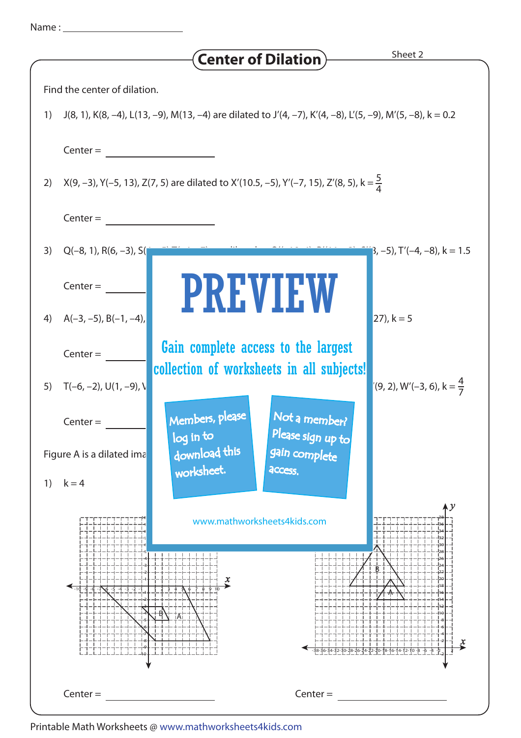Name : ____________________

# Center of Dilation

Sheet 2

Find the center of dilation.

1) J(8, 1), K(8, –4), L(13, –9), M(13, –4) are dilated to J′(4, –7), K′(4, –8), L′(5, –9), M′(5, –8), k = 0.2

Center = ____________________

2) X(9, –3), Y(–5, 13), Z(7, 5) are dilated to X′(10.5, –5), Y′(–7, 15), Z′(8, 5), $k = \frac{5}{4}$

Center = ____________________

3) Q(–8, 1), R(6, –3), S( ... 3, –5), T′(–4, –8), k = 1.5

Center = ____________________

4) A(–3, –5), B(–1, –4), ... 27), k = 5

Center = ____________________

5) T(–6, –2), U(1, –9), V ... (9, 2), W′(–3, 6), $k = \frac{4}{7}$

Center = ____________________

PREVIEW

Gain complete access to the largest collection of worksheets in all subjects!

Members, please log in to download this worksheet.

Not a member? Please sign up to gain complete access.

www.mathworksheets4kids.com

Figure A is a dilated ima...

1) k = 4

Center = ____________________

Center = ____________________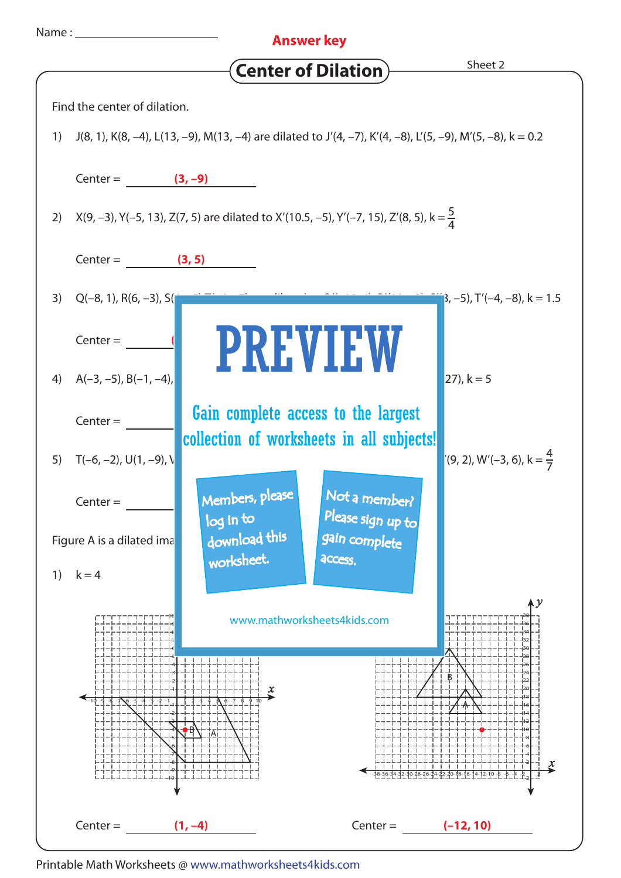Name : ____________________

**Answer key**

# Center of Dilation

Sheet 2

Find the center of dilation.

1) J(8, 1), K(8, –4), L(13, –9), M(13, –4) are dilated to J′(4, –7), K′(4, –8), L′(5, –9), M′(5, –8), k = 0.2

Center = **(3, –9)**

2) X(9, –3), Y(–5, 13), Z(7, 5) are dilated to X′(10.5, –5), Y′(–7, 15), Z′(8, 5), $k = \frac{5}{4}$

Center = **(3, 5)**

3) Q(–8, 1), R(6, –3), S( ... 3, –5), T′(–4, –8), k = 1.5

Center = **( ...**

4) A(–3, –5), B(–1, –4), ... 27), k = 5

Center = ____________________

5) T(–6, –2), U(1, –9), V ... (9, 2), W′(–3, 6), $k = \frac{4}{7}$

Center = ____________________

PREVIEW

Gain complete access to the largest collection of worksheets in all subjects!

Members, please log in to download this worksheet.

Not a member? Please sign up to gain complete access.

www.mathworksheets4kids.com

Figure A is a dilated ima...

1) k = 4

x

B

A

Center = **(1, –4)**

y

x

B

A

Center = **(–12, 10)**